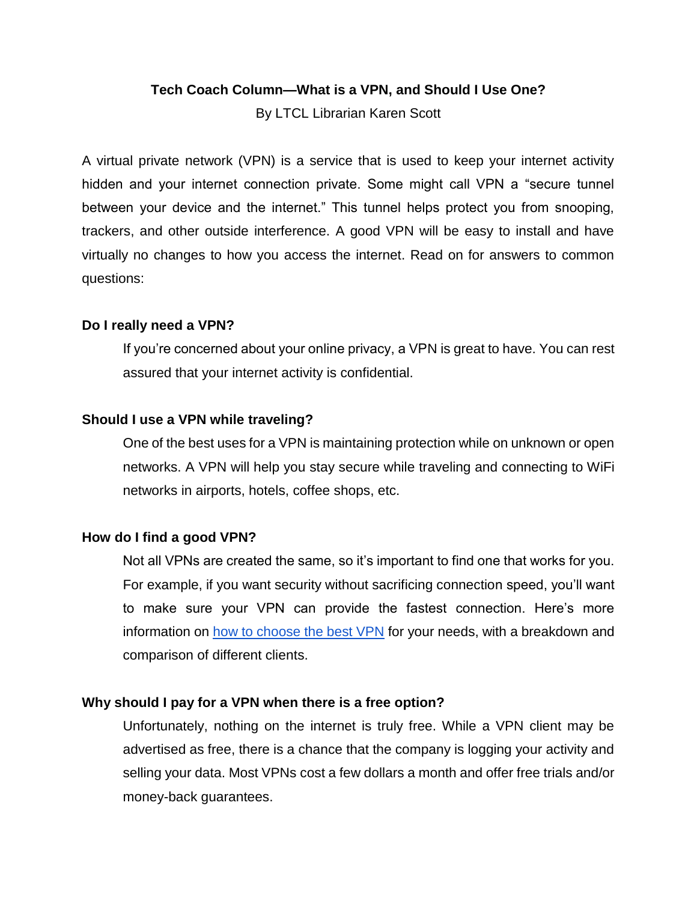# Tech Coach Column—What is a VPN, and Should I Use One?

By LTCL Librarian Karen Scott

A virtual private network (VPN) is a service that is used to keep your internet activity hidden and your internet connection private. Some might call VPN a "secure tunnel between your device and the internet." This tunnel helps protect you from snooping, trackers, and other outside interference. A good VPN will be easy to install and have virtually no changes to how you access the internet. Read on for answers to common questions:

**Do I really need a VPN?**

If you're concerned about your online privacy, a VPN is great to have. You can rest assured that your internet activity is confidential.

**Should I use a VPN while traveling?**

One of the best uses for a VPN is maintaining protection while on unknown or open networks. A VPN will help you stay secure while traveling and connecting to WiFi networks in airports, hotels, coffee shops, etc.

**How do I find a good VPN?**

Not all VPNs are created the same, so it's important to find one that works for you. For example, if you want security without sacrificing connection speed, you'll want to make sure your VPN can provide the fastest connection. Here's more information on how to choose the best VPN for your needs, with a breakdown and comparison of different clients.

**Why should I pay for a VPN when there is a free option?**

Unfortunately, nothing on the internet is truly free. While a VPN client may be advertised as free, there is a chance that the company is logging your activity and selling your data. Most VPNs cost a few dollars a month and offer free trials and/or money-back guarantees.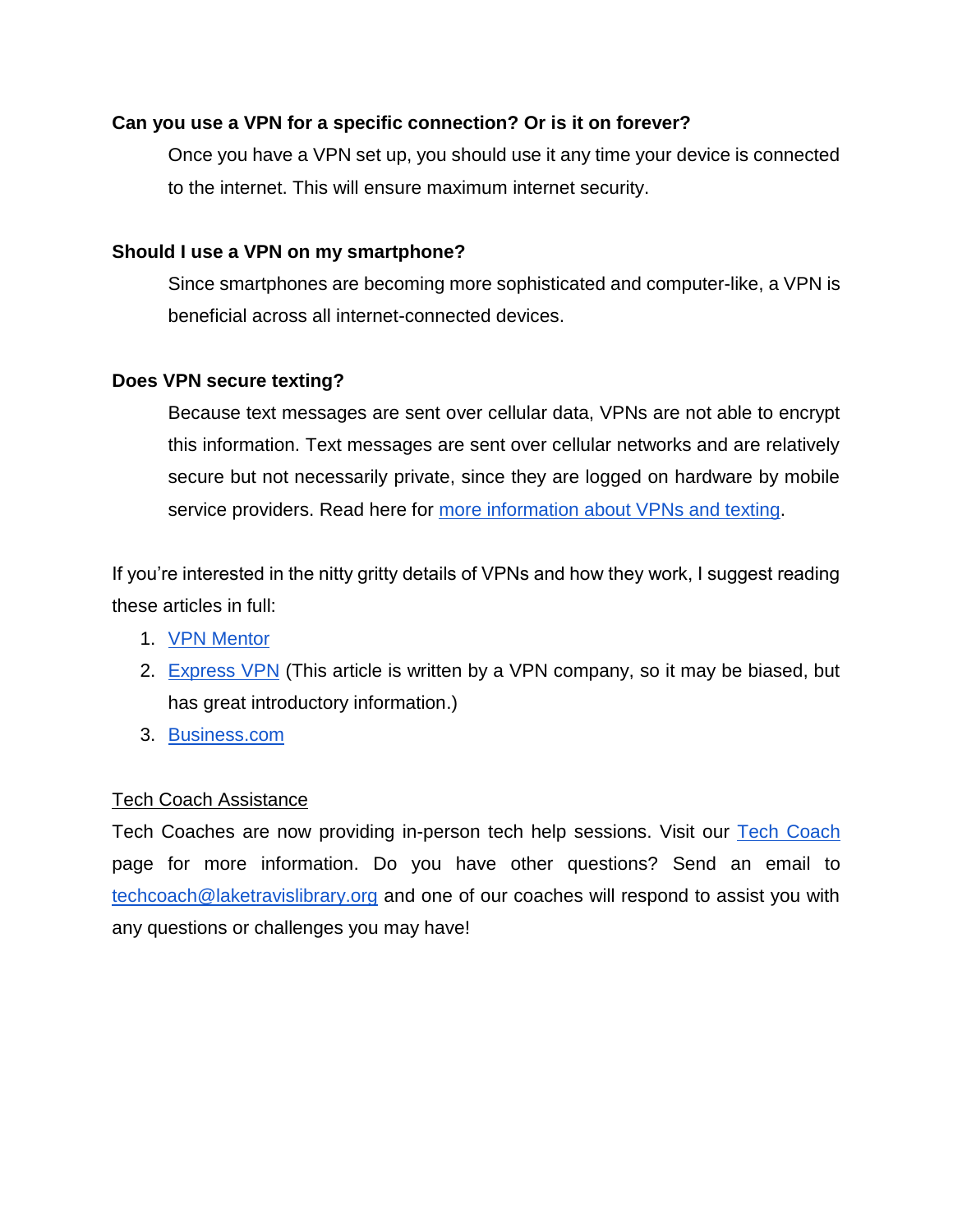**Can you use a VPN for a specific connection? Or is it on forever?**

Once you have a VPN set up, you should use it any time your device is connected to the internet. This will ensure maximum internet security.

**Should I use a VPN on my smartphone?**

Since smartphones are becoming more sophisticated and computer-like, a VPN is beneficial across all internet-connected devices.

**Does VPN secure texting?**

Because text messages are sent over cellular data, VPNs are not able to encrypt this information. Text messages are sent over cellular networks and are relatively secure but not necessarily private, since they are logged on hardware by mobile service providers. Read here for more information about VPNs and texting.

If you're interested in the nitty gritty details of VPNs and how they work, I suggest reading these articles in full:

1. VPN Mentor
2. Express VPN (This article is written by a VPN company, so it may be biased, but has great introductory information.)
3. Business.com

Tech Coach Assistance

Tech Coaches are now providing in-person tech help sessions. Visit our Tech Coach page for more information. Do you have other questions? Send an email to techcoach@laketravislibrary.org and one of our coaches will respond to assist you with any questions or challenges you may have!